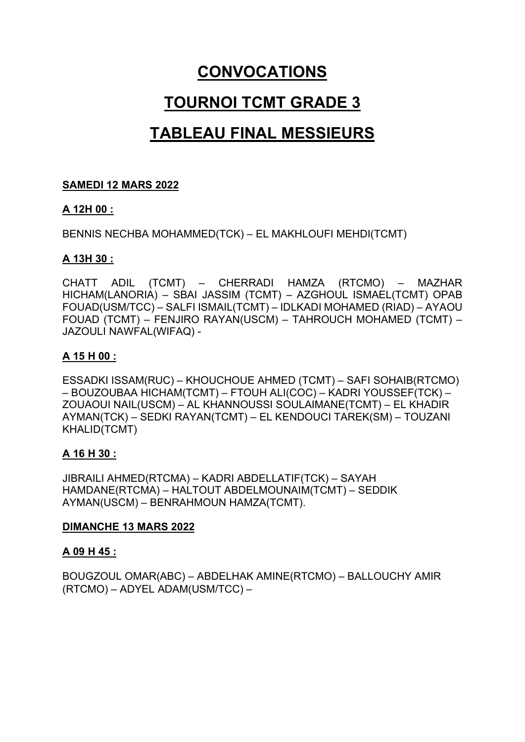# CONVOCATIONS

# TOURNOI TCMT GRADE 3

# TABLEAU FINAL MESSIEURS

**SAMEDI 12 MARS 2022**

**A 12H 00 :**

BENNIS NECHBA MOHAMMED(TCK) – EL MAKHLOUFI MEHDI(TCMT)

**A 13H 30 :**

CHATT ADIL (TCMT) – CHERRADI HAMZA (RTCMO) – MAZHAR HICHAM(LANORIA) – SBAI JASSIM (TCMT) – AZGHOUL ISMAEL(TCMT) OPAB FOUAD(USM/TCC) – SALFI ISMAIL(TCMT) – IDLKADI MOHAMED (RIAD) – AYAOU FOUAD (TCMT) – FENJIRO RAYAN(USCM) – TAHROUCH MOHAMED (TCMT) – JAZOULI NAWFAL(WIFAQ) -

**A 15 H 00 :**

ESSADKI ISSAM(RUC) – KHOUCHOUE AHMED (TCMT) – SAFI SOHAIB(RTCMO) – BOUZOUBAA HICHAM(TCMT) – FTOUH ALI(COC) – KADRI YOUSSEF(TCK) – ZOUAOUI NAIL(USCM) – AL KHANNOUSSI SOULAIMANE(TCMT) – EL KHADIR AYMAN(TCK) – SEDKI RAYAN(TCMT) – EL KENDOUCI TAREK(SM) – TOUZANI KHALID(TCMT)

**A 16 H 30 :**

JIBRAILI AHMED(RTCMA) – KADRI ABDELLATIF(TCK) – SAYAH HAMDANE(RTCMA) – HALTOUT ABDELMOUNAIM(TCMT) – SEDDIK AYMAN(USCM) – BENRAHMOUN HAMZA(TCMT).

**DIMANCHE 13 MARS 2022**

**A 09 H 45 :**

BOUGZOUL OMAR(ABC) – ABDELHAK AMINE(RTCMO) – BALLOUCHY AMIR (RTCMO) – ADYEL ADAM(USM/TCC) –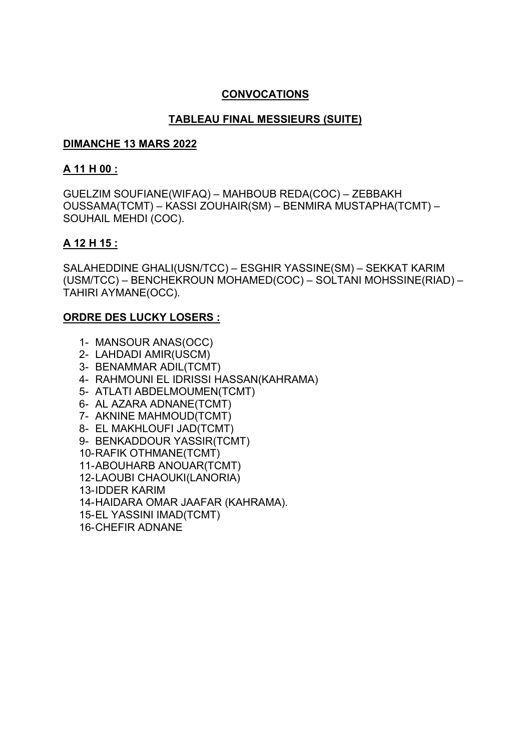## CONVOCATIONS

## TABLEAU FINAL MESSIEURS (SUITE)

**DIMANCHE 13 MARS 2022**

**A 11 H 00 :**

GUELZIM SOUFIANE(WIFAQ) – MAHBOUB REDA(COC) – ZEBBAKH OUSSAMA(TCMT) – KASSI ZOUHAIR(SM) – BENMIRA MUSTAPHA(TCMT) – SOUHAIL MEHDI (COC).

**A 12 H 15 :**

SALAHEDDINE GHALI(USN/TCC) – ESGHIR YASSINE(SM) – SEKKAT KARIM (USM/TCC) – BENCHEKROUN MOHAMED(COC) – SOLTANI MOHSSINE(RIAD) – TAHIRI AYMANE(OCC).

**ORDRE DES LUCKY LOSERS :**

1. MANSOUR ANAS(OCC)
2. LAHDADI AMIR(USCM)
3. BENAMMAR ADIL(TCMT)
4. RAHMOUNI EL IDRISSI HASSAN(KAHRAMA)
5. ATLATI ABDELMOUMEN(TCMT)
6. AL AZARA ADNANE(TCMT)
7. AKNINE MAHMOUD(TCMT)
8. EL MAKHLOUFI JAD(TCMT)
9. BENKADDOUR YASSIR(TCMT)
10. RAFIK OTHMANE(TCMT)
11. ABOUHARB ANOUAR(TCMT)
12. LAOUBI CHAOUKI(LANORIA)
13. IDDER KARIM
14. HAIDARA OMAR JAAFAR (KAHRAMA).
15. EL YASSINI IMAD(TCMT)
16. CHEFIR ADNANE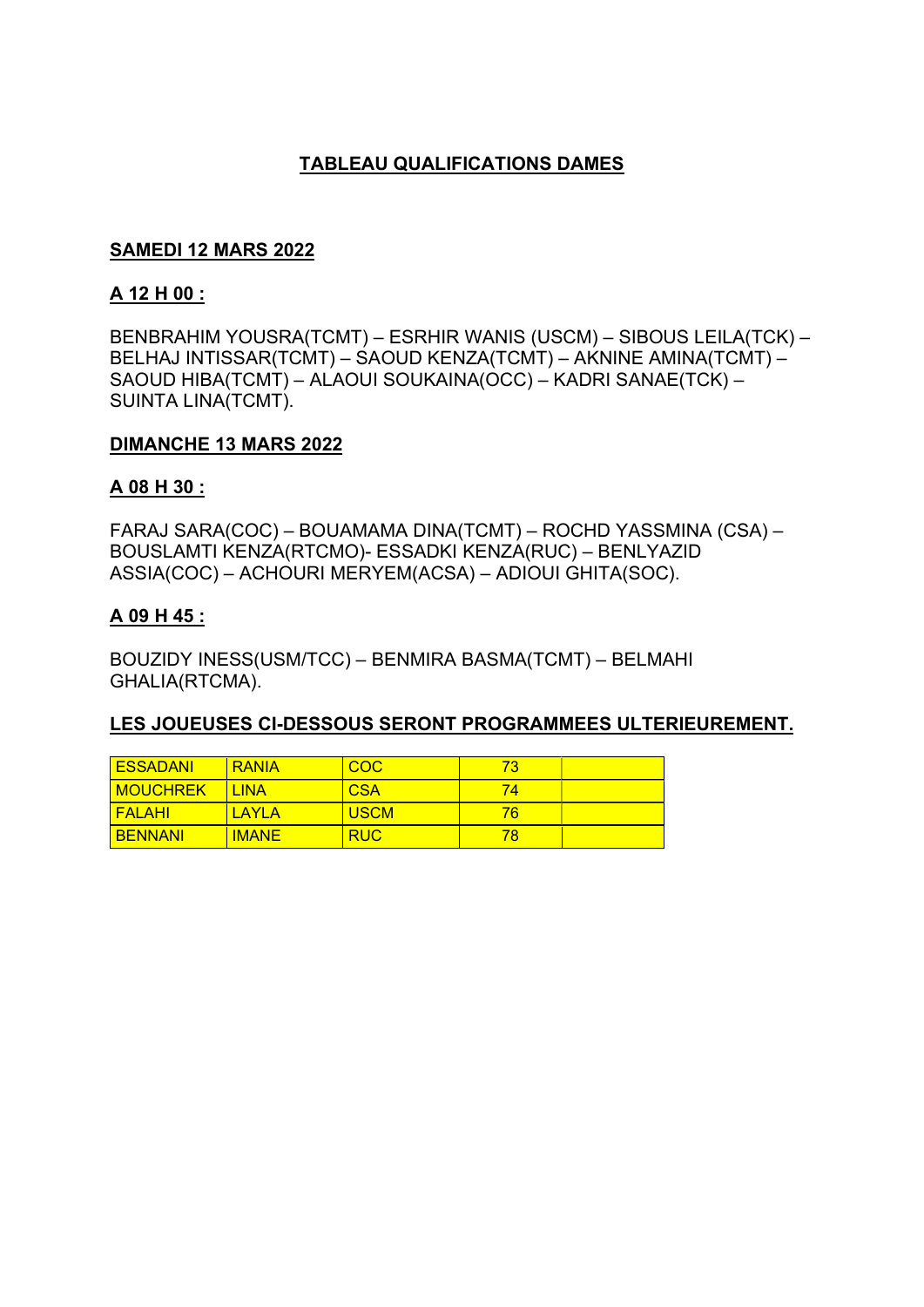# TABLEAU QUALIFICATIONS DAMES

## SAMEDI 12 MARS 2022

### A 12 H 00 :

BENBRAHIM YOUSRA(TCMT) – ESRHIR WANIS (USCM) – SIBOUS LEILA(TCK) – BELHAJ INTISSAR(TCMT) – SAOUD KENZA(TCMT) – AKNINE AMINA(TCMT) – SAOUD HIBA(TCMT) – ALAOUI SOUKAINA(OCC) – KADRI SANAE(TCK) – SUINTA LINA(TCMT).

## DIMANCHE 13 MARS 2022

### A 08 H 30 :

FARAJ SARA(COC) – BOUAMAMA DINA(TCMT) – ROCHD YASSMINA (CSA) – BOUSLAMTI KENZA(RTCMO)- ESSADKI KENZA(RUC) – BENLYAZID ASSIA(COC) – ACHOURI MERYEM(ACSA) – ADIOUI GHITA(SOC).

### A 09 H 45 :

BOUZIDY INESS(USM/TCC) – BENMIRA BASMA(TCMT) – BELMAHI GHALIA(RTCMA).

## LES JOUEUSES CI-DESSOUS SERONT PROGRAMMEES ULTERIEUREMENT.

| | | | | |
|---|---|---|---|---|
| ESSADANI | RANIA | COC | 73 | |
| MOUCHREK | LINA | CSA | 74 | |
| FALAHI | LAYLA | USCM | 76 | |
| BENNANI | IMANE | RUC | 78 | |